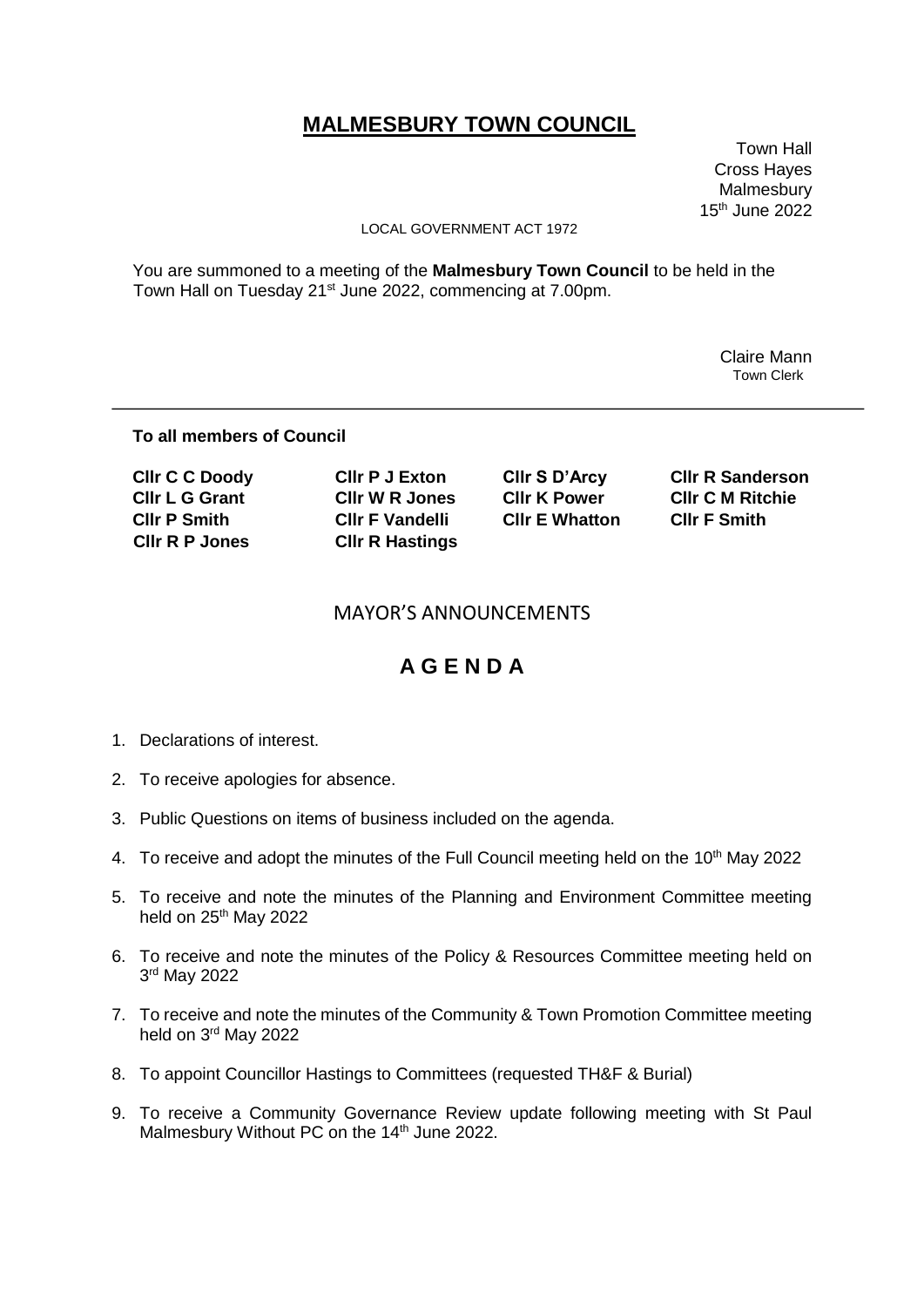# MALMESBURY TOWN COUNCIL

Town Hall
Cross Hayes
Malmesbury
15th June 2022

LOCAL GOVERNMENT ACT 1972

You are summoned to a meeting of the **Malmesbury Town Council** to be held in the Town Hall on Tuesday 21st June 2022, commencing at 7.00pm.

Claire Mann
Town Clerk

---

**To all members of Council**

| | | | |
|---|---|---|---|
| **Cllr C C Doody** | **Cllr P J Exton** | **Cllr S D'Arcy** | **Cllr R Sanderson** |
| **Cllr L G Grant** | **Cllr W R Jones** | **Cllr K Power** | **Cllr C M Ritchie** |
| **Cllr P Smith** | **Cllr F Vandelli** | **Cllr E Whatton** | **Cllr F Smith** |
| **Cllr R P Jones** | **Cllr R Hastings** | | |

## MAYOR'S ANNOUNCEMENTS

## A G E N D A

1. Declarations of interest.
2. To receive apologies for absence.
3. Public Questions on items of business included on the agenda.
4. To receive and adopt the minutes of the Full Council meeting held on the 10th May 2022
5. To receive and note the minutes of the Planning and Environment Committee meeting held on 25th May 2022
6. To receive and note the minutes of the Policy & Resources Committee meeting held on 3rd May 2022
7. To receive and note the minutes of the Community & Town Promotion Committee meeting held on 3rd May 2022
8. To appoint Councillor Hastings to Committees (requested TH&F & Burial)
9. To receive a Community Governance Review update following meeting with St Paul Malmesbury Without PC on the 14th June 2022.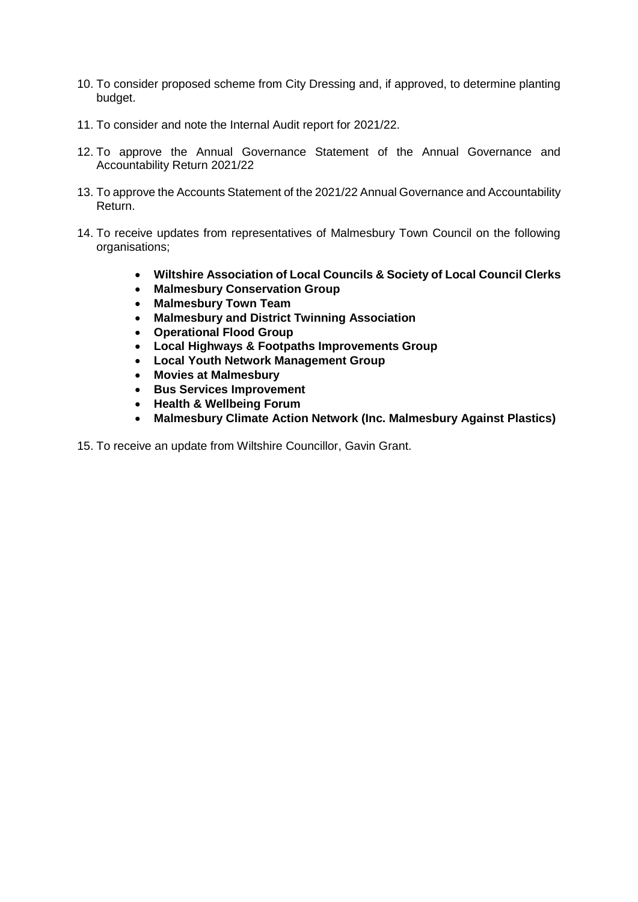10. To consider proposed scheme from City Dressing and, if approved, to determine planting budget.

11. To consider and note the Internal Audit report for 2021/22.

12. To approve the Annual Governance Statement of the Annual Governance and Accountability Return 2021/22

13. To approve the Accounts Statement of the 2021/22 Annual Governance and Accountability Return.

14. To receive updates from representatives of Malmesbury Town Council on the following organisations;

    - **Wiltshire Association of Local Councils & Society of Local Council Clerks**
    - **Malmesbury Conservation Group**
    - **Malmesbury Town Team**
    - **Malmesbury and District Twinning Association**
    - **Operational Flood Group**
    - **Local Highways & Footpaths Improvements Group**
    - **Local Youth Network Management Group**
    - **Movies at Malmesbury**
    - **Bus Services Improvement**
    - **Health & Wellbeing Forum**
    - **Malmesbury Climate Action Network (Inc. Malmesbury Against Plastics)**

15. To receive an update from Wiltshire Councillor, Gavin Grant.